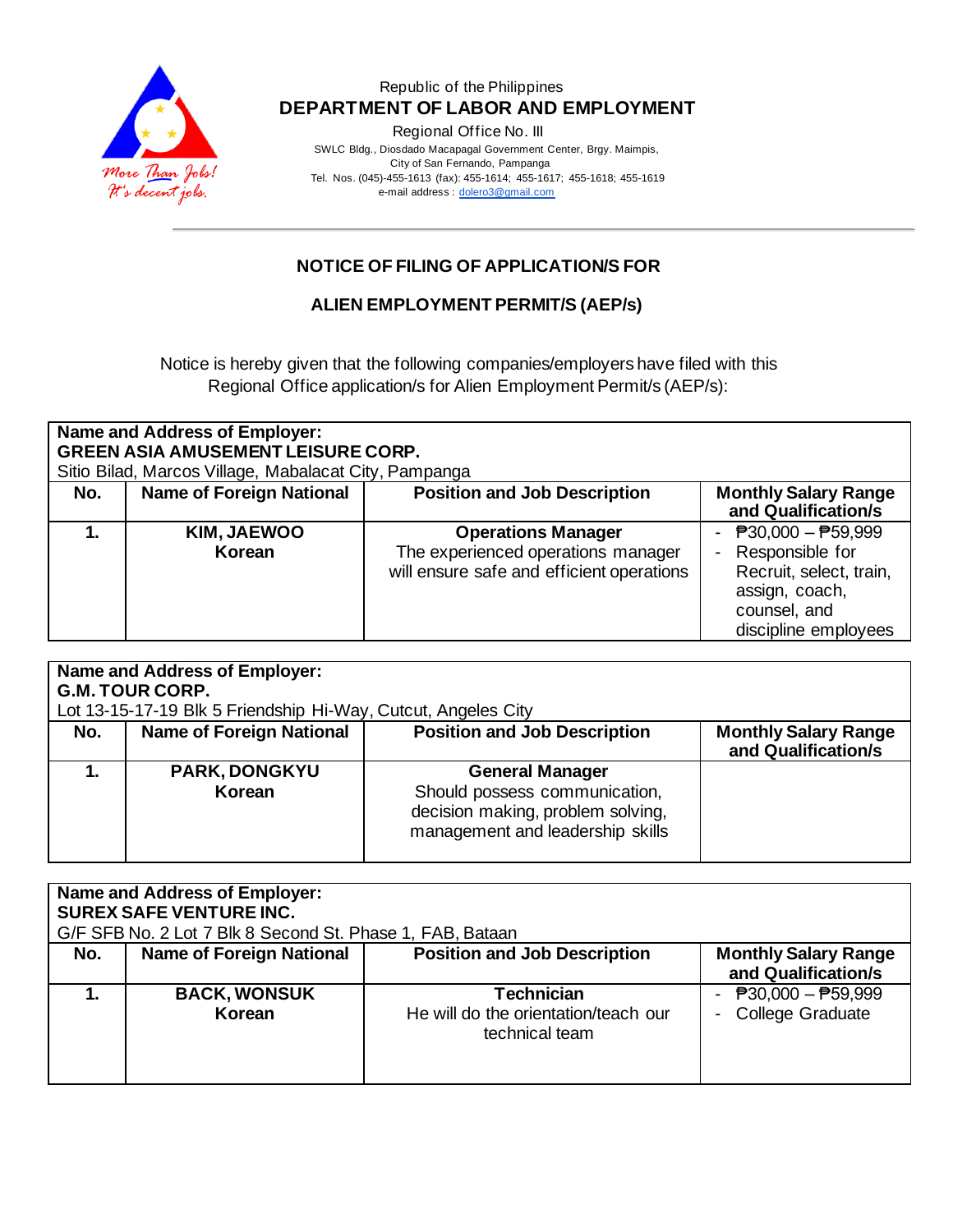Republic of the Philippines

**DEPARTMENT OF LABOR AND EMPLOYMENT**

Regional Office No. III

SWLC Bldg., Diosdado Macapagal Government Center, Brgy. Maimpis, City of San Fernando, Pampanga

Tel. Nos. (045)-455-1613 (fax): 455-1614; 455-1617; 455-1618; 455-1619

e-mail address : dolero3@gmail.com

## NOTICE OF FILING OF APPLICATION/S FOR

## ALIEN EMPLOYMENT PERMIT/S (AEP/s)

Notice is hereby given that the following companies/employers have filed with this Regional Office application/s for Alien Employment Permit/s (AEP/s):

**Name and Address of Employer:**
**GREEN ASIA AMUSEMENT LEISURE CORP.**
Sitio Bilad, Marcos Village, Mabalacat City, Pampanga

| No. | Name of Foreign National | Position and Job Description | Monthly Salary Range and Qualification/s |
|---|---|---|---|
| **1.** | **KIM, JAEWOO**<br>**Korean** | **Operations Manager**<br>The experienced operations manager will ensure safe and efficient operations | - ₱30,000 – ₱59,999<br>- Responsible for Recruit, select, train, assign, coach, counsel, and discipline employees |

**Name and Address of Employer:**
**G.M. TOUR CORP.**
Lot 13-15-17-19 Blk 5 Friendship Hi-Way, Cutcut, Angeles City

| No. | Name of Foreign National | Position and Job Description | Monthly Salary Range and Qualification/s |
|---|---|---|---|
| **1.** | **PARK, DONGKYU**<br>**Korean** | **General Manager**<br>Should possess communication, decision making, problem solving, management and leadership skills | |

**Name and Address of Employer:**
**SUREX SAFE VENTURE INC.**
G/F SFB No. 2 Lot 7 Blk 8 Second St. Phase 1, FAB, Bataan

| No. | Name of Foreign National | Position and Job Description | Monthly Salary Range and Qualification/s |
|---|---|---|---|
| **1.** | **BACK, WONSUK**<br>**Korean** | **Technician**<br>He will do the orientation/teach our technical team | - ₱30,000 – ₱59,999<br>- College Graduate |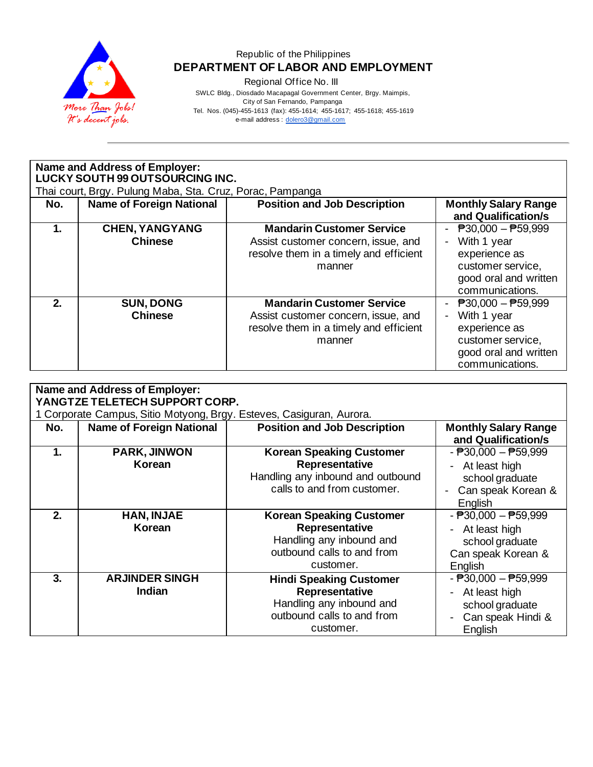Republic of the Philippines

**DEPARTMENT OF LABOR AND EMPLOYMENT**

Regional Office No. III

SWLC Bldg., Diosdado Macapagal Government Center, Brgy. Maimpis, City of San Fernando, Pampanga

Tel. Nos. (045)-455-1613 (fax): 455-1614; 455-1617; 455-1618; 455-1619

e-mail address : dolero3@gmail.com

**Name and Address of Employer:**
**LUCKY SOUTH 99 OUTSOURCING INC.**
Thai court, Brgy. Pulung Maba, Sta. Cruz, Porac, Pampanga

| No. | Name of Foreign National | Position and Job Description | Monthly Salary Range and Qualification/s |
|---|---|---|---|
| **1.** | **CHEN, YANGYANG**<br>**Chinese** | **Mandarin Customer Service**<br>Assist customer concern, issue, and resolve them in a timely and efficient manner | - ₱30,000 – ₱59,999<br>- With 1 year experience as customer service, good oral and written communications. |
| **2.** | **SUN, DONG**<br>**Chinese** | **Mandarin Customer Service**<br>Assist customer concern, issue, and resolve them in a timely and efficient manner | - ₱30,000 – ₱59,999<br>- With 1 year experience as customer service, good oral and written communications. |

**Name and Address of Employer:**
**YANGTZE TELETECH SUPPORT CORP.**
1 Corporate Campus, Sitio Motyong, Brgy. Esteves, Casiguran, Aurora.

| No. | Name of Foreign National | Position and Job Description | Monthly Salary Range and Qualification/s |
|---|---|---|---|
| **1.** | **PARK, JINWON**<br>**Korean** | **Korean Speaking Customer Representative**<br>Handling any inbound and outbound calls to and from customer. | - ₱30,000 – ₱59,999<br>- At least high school graduate<br>- Can speak Korean & English |
| **2.** | **HAN, INJAE**<br>**Korean** | **Korean Speaking Customer Representative**<br>Handling any inbound and outbound calls to and from customer. | - ₱30,000 – ₱59,999<br>- At least high school graduate<br>Can speak Korean & English |
| **3.** | **ARJINDER SINGH**<br>**Indian** | **Hindi Speaking Customer Representative**<br>Handling any inbound and outbound calls to and from customer. | - ₱30,000 – ₱59,999<br>- At least high school graduate<br>- Can speak Hindi & English |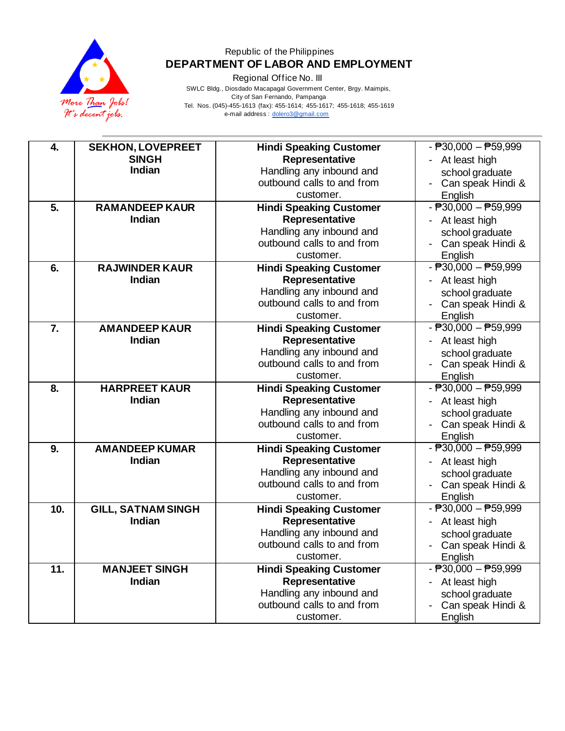Republic of the Philippines
**DEPARTMENT OF LABOR AND EMPLOYMENT**
Regional Office No. III
SWLC Bldg., Diosdado Macapagal Government Center, Brgy. Maimpis, City of San Fernando, Pampanga
Tel. Nos. (045)-455-1613 (fax): 455-1614; 455-1617; 455-1618; 455-1619
e-mail address : dolero3@gmail.com

| | | | |
|---|---|---|---|
| **4.** | **SEKHON, LOVEPREET SINGH**<br>**Indian** | **Hindi Speaking Customer Representative**<br>Handling any inbound and outbound calls to and from customer. | - ₱30,000 – ₱59,999<br>- At least high school graduate<br>- Can speak Hindi & English |
| **5.** | **RAMANDEEP KAUR**<br>**Indian** | **Hindi Speaking Customer Representative**<br>Handling any inbound and outbound calls to and from customer. | - ₱30,000 – ₱59,999<br>- At least high school graduate<br>- Can speak Hindi & English |
| **6.** | **RAJWINDER KAUR**<br>**Indian** | **Hindi Speaking Customer Representative**<br>Handling any inbound and outbound calls to and from customer. | - ₱30,000 – ₱59,999<br>- At least high school graduate<br>- Can speak Hindi & English |
| **7.** | **AMANDEEP KAUR**<br>**Indian** | **Hindi Speaking Customer Representative**<br>Handling any inbound and outbound calls to and from customer. | - ₱30,000 – ₱59,999<br>- At least high school graduate<br>- Can speak Hindi & English |
| **8.** | **HARPREET KAUR**<br>**Indian** | **Hindi Speaking Customer Representative**<br>Handling any inbound and outbound calls to and from customer. | - ₱30,000 – ₱59,999<br>- At least high school graduate<br>- Can speak Hindi & English |
| **9.** | **AMANDEEP KUMAR**<br>**Indian** | **Hindi Speaking Customer Representative**<br>Handling any inbound and outbound calls to and from customer. | - ₱30,000 – ₱59,999<br>- At least high school graduate<br>- Can speak Hindi & English |
| **10.** | **GILL, SATNAM SINGH**<br>**Indian** | **Hindi Speaking Customer Representative**<br>Handling any inbound and outbound calls to and from customer. | - ₱30,000 – ₱59,999<br>- At least high school graduate<br>- Can speak Hindi & English |
| **11.** | **MANJEET SINGH**<br>**Indian** | **Hindi Speaking Customer Representative**<br>Handling any inbound and outbound calls to and from customer. | - ₱30,000 – ₱59,999<br>- At least high school graduate<br>- Can speak Hindi & English |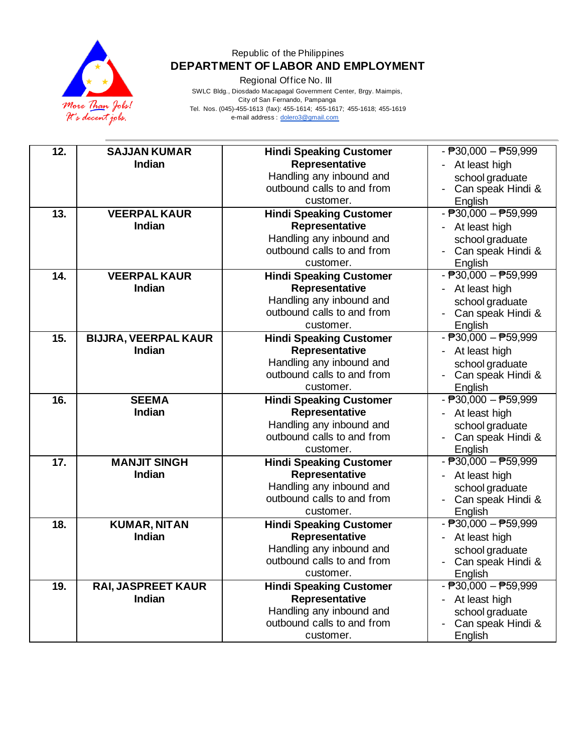Republic of the Philippines
**DEPARTMENT OF LABOR AND EMPLOYMENT**
Regional Office No. III
SWLC Bldg., Diosdado Macapagal Government Center, Brgy. Maimpis, City of San Fernando, Pampanga
Tel. Nos. (045)-455-1613 (fax): 455-1614; 455-1617; 455-1618; 455-1619
e-mail address : dolero3@gmail.com

| | | | |
|---|---|---|---|
| **12.** | **SAJJAN KUMAR** **Indian** | **Hindi Speaking Customer Representative** Handling any inbound and outbound calls to and from customer. | - ₱30,000 – ₱59,999 - At least high school graduate - Can speak Hindi & English |
| **13.** | **VEERPAL KAUR** **Indian** | **Hindi Speaking Customer Representative** Handling any inbound and outbound calls to and from customer. | - ₱30,000 – ₱59,999 - At least high school graduate - Can speak Hindi & English |
| **14.** | **VEERPAL KAUR** **Indian** | **Hindi Speaking Customer Representative** Handling any inbound and outbound calls to and from customer. | - ₱30,000 – ₱59,999 - At least high school graduate - Can speak Hindi & English |
| **15.** | **BIJJRA, VEERPAL KAUR** **Indian** | **Hindi Speaking Customer Representative** Handling any inbound and outbound calls to and from customer. | - ₱30,000 – ₱59,999 - At least high school graduate - Can speak Hindi & English |
| **16.** | **SEEMA** **Indian** | **Hindi Speaking Customer Representative** Handling any inbound and outbound calls to and from customer. | - ₱30,000 – ₱59,999 - At least high school graduate - Can speak Hindi & English |
| **17.** | **MANJIT SINGH** **Indian** | **Hindi Speaking Customer Representative** Handling any inbound and outbound calls to and from customer. | - ₱30,000 – ₱59,999 - At least high school graduate - Can speak Hindi & English |
| **18.** | **KUMAR, NITAN** **Indian** | **Hindi Speaking Customer Representative** Handling any inbound and outbound calls to and from customer. | - ₱30,000 – ₱59,999 - At least high school graduate - Can speak Hindi & English |
| **19.** | **RAI, JASPREET KAUR** **Indian** | **Hindi Speaking Customer Representative** Handling any inbound and outbound calls to and from customer. | - ₱30,000 – ₱59,999 - At least high school graduate - Can speak Hindi & English |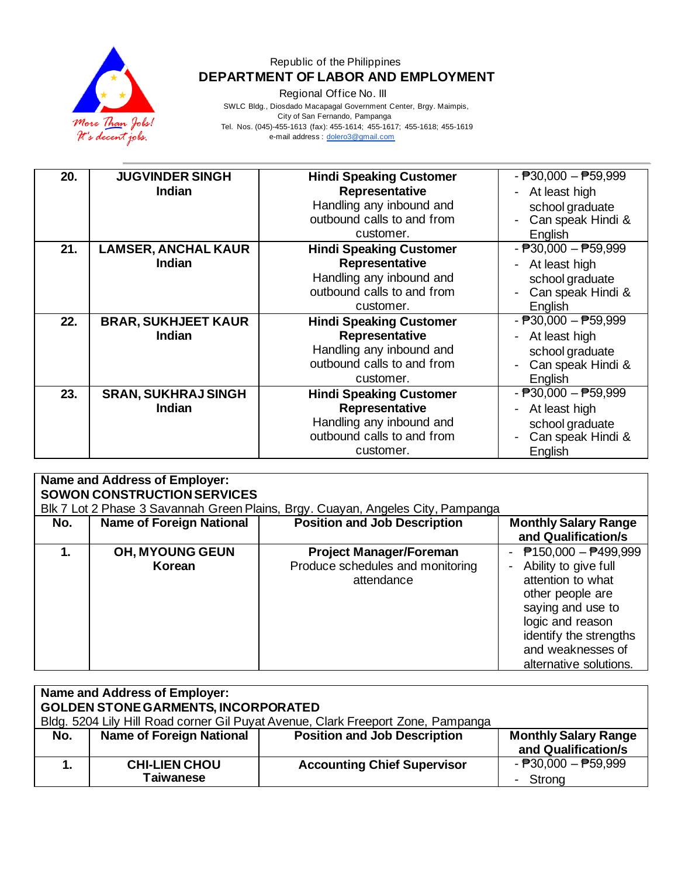Republic of the Philippines
**DEPARTMENT OF LABOR AND EMPLOYMENT**
Regional Office No. III
SWLC Bldg., Diosdado Macapagal Government Center, Brgy. Maimpis, City of San Fernando, Pampanga
Tel. Nos. (045)-455-1613 (fax): 455-1614; 455-1617; 455-1618; 455-1619
e-mail address : dolero3@gmail.com

| | | | |
|---|---|---|---|
| **20.** | **JUGVINDER SINGH**<br>**Indian** | **Hindi Speaking Customer Representative**<br>Handling any inbound and outbound calls to and from customer. | - ₱30,000 – ₱59,999<br>- At least high school graduate<br>- Can speak Hindi & English |
| **21.** | **LAMSER, ANCHAL KAUR**<br>**Indian** | **Hindi Speaking Customer Representative**<br>Handling any inbound and outbound calls to and from customer. | - ₱30,000 – ₱59,999<br>- At least high school graduate<br>- Can speak Hindi & English |
| **22.** | **BRAR, SUKHJEET KAUR**<br>**Indian** | **Hindi Speaking Customer Representative**<br>Handling any inbound and outbound calls to and from customer. | - ₱30,000 – ₱59,999<br>- At least high school graduate<br>- Can speak Hindi & English |
| **23.** | **SRAN, SUKHRAJ SINGH**<br>**Indian** | **Hindi Speaking Customer Representative**<br>Handling any inbound and outbound calls to and from customer. | - ₱30,000 – ₱59,999<br>- At least high school graduate<br>- Can speak Hindi & English |

**Name and Address of Employer:**
**SOWON CONSTRUCTION SERVICES**
Blk 7 Lot 2 Phase 3 Savannah Green Plains, Brgy. Cuayan, Angeles City, Pampanga

| No. | Name of Foreign National | Position and Job Description | Monthly Salary Range and Qualification/s |
|---|---|---|---|
| **1.** | **OH, MYOUNG GEUN**<br>**Korean** | **Project Manager/Foreman**<br>Produce schedules and monitoring attendance | - ₱150,000 – ₱499,999<br>- Ability to give full attention to what other people are saying and use to logic and reason identify the strengths and weaknesses of alternative solutions. |

**Name and Address of Employer:**
**GOLDEN STONE GARMENTS, INCORPORATED**
Bldg. 5204 Lily Hill Road corner Gil Puyat Avenue, Clark Freeport Zone, Pampanga

| No. | Name of Foreign National | Position and Job Description | Monthly Salary Range and Qualification/s |
|---|---|---|---|
| **1.** | **CHI-LIEN CHOU**<br>**Taiwanese** | **Accounting Chief Supervisor** | - ₱30,000 – ₱59,999<br>- Strong |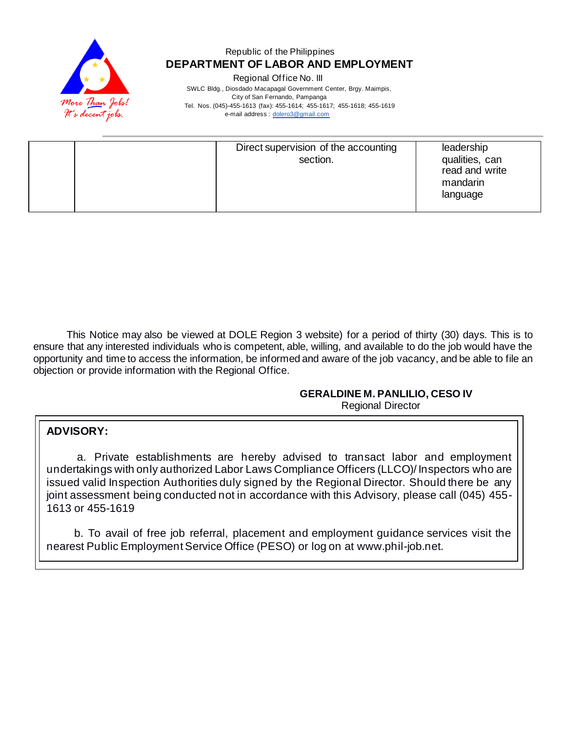Republic of the Philippines
**DEPARTMENT OF LABOR AND EMPLOYMENT**
Regional Office No. III
SWLC Bldg., Diosdado Macapagal Government Center, Brgy. Maimpis,
City of San Fernando, Pampanga
Tel. Nos. (045)-455-1613 (fax): 455-1614; 455-1617; 455-1618; 455-1619
e-mail address : dolero3@gmail.com

| | | | |
|---|---|---|---|
| | | Direct supervision of the accounting section. | leadership qualities, can read and write mandarin language |

This Notice may also be viewed at DOLE Region 3 website) for a period of thirty (30) days. This is to ensure that any interested individuals who is competent, able, willing, and available to do the job would have the opportunity and time to access the information, be informed and aware of the job vacancy, and be able to file an objection or provide information with the Regional Office.

**GERALDINE M. PANLILIO, CESO IV**
Regional Director

**ADVISORY:**

a. Private establishments are hereby advised to transact labor and employment undertakings with only authorized Labor Laws Compliance Officers (LLCO)/ Inspectors who are issued valid Inspection Authorities duly signed by the Regional Director. Should there be any joint assessment being conducted not in accordance with this Advisory, please call (045) 455-1613 or 455-1619

b. To avail of free job referral, placement and employment guidance services visit the nearest Public Employment Service Office (PESO) or log on at www.phil-job.net.